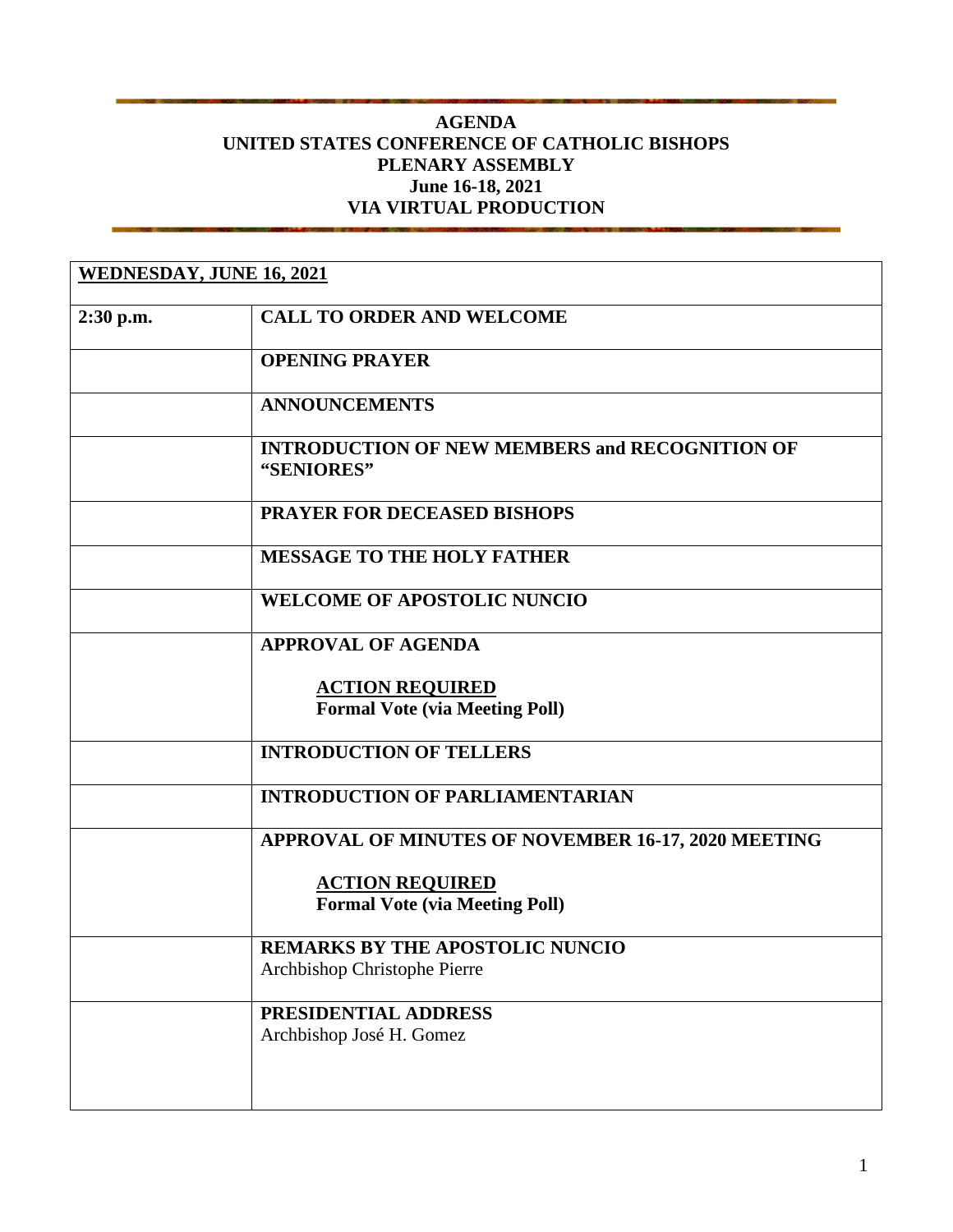# AGENDA
# UNITED STATES CONFERENCE OF CATHOLIC BISHOPS
# PLENARY ASSEMBLY
## June 16-18, 2021
## VIA VIRTUAL PRODUCTION

| **WEDNESDAY, JUNE 16, 2021** | |
|---|---|
| **2:30 p.m.** | **CALL TO ORDER AND WELCOME** |
| | **OPENING PRAYER** |
| | **ANNOUNCEMENTS** |
| | **INTRODUCTION OF NEW MEMBERS and RECOGNITION OF "SENIORES"** |
| | **PRAYER FOR DECEASED BISHOPS** |
| | **MESSAGE TO THE HOLY FATHER** |
| | **WELCOME OF APOSTOLIC NUNCIO** |
| | **APPROVAL OF AGENDA**<br><br>**ACTION REQUIRED**<br>**Formal Vote (via Meeting Poll)** |
| | **INTRODUCTION OF TELLERS** |
| | **INTRODUCTION OF PARLIAMENTARIAN** |
| | **APPROVAL OF MINUTES OF NOVEMBER 16-17, 2020 MEETING**<br><br>**ACTION REQUIRED**<br>**Formal Vote (via Meeting Poll)** |
| | **REMARKS BY THE APOSTOLIC NUNCIO**<br>Archbishop Christophe Pierre |
| | **PRESIDENTIAL ADDRESS**<br>Archbishop José H. Gomez |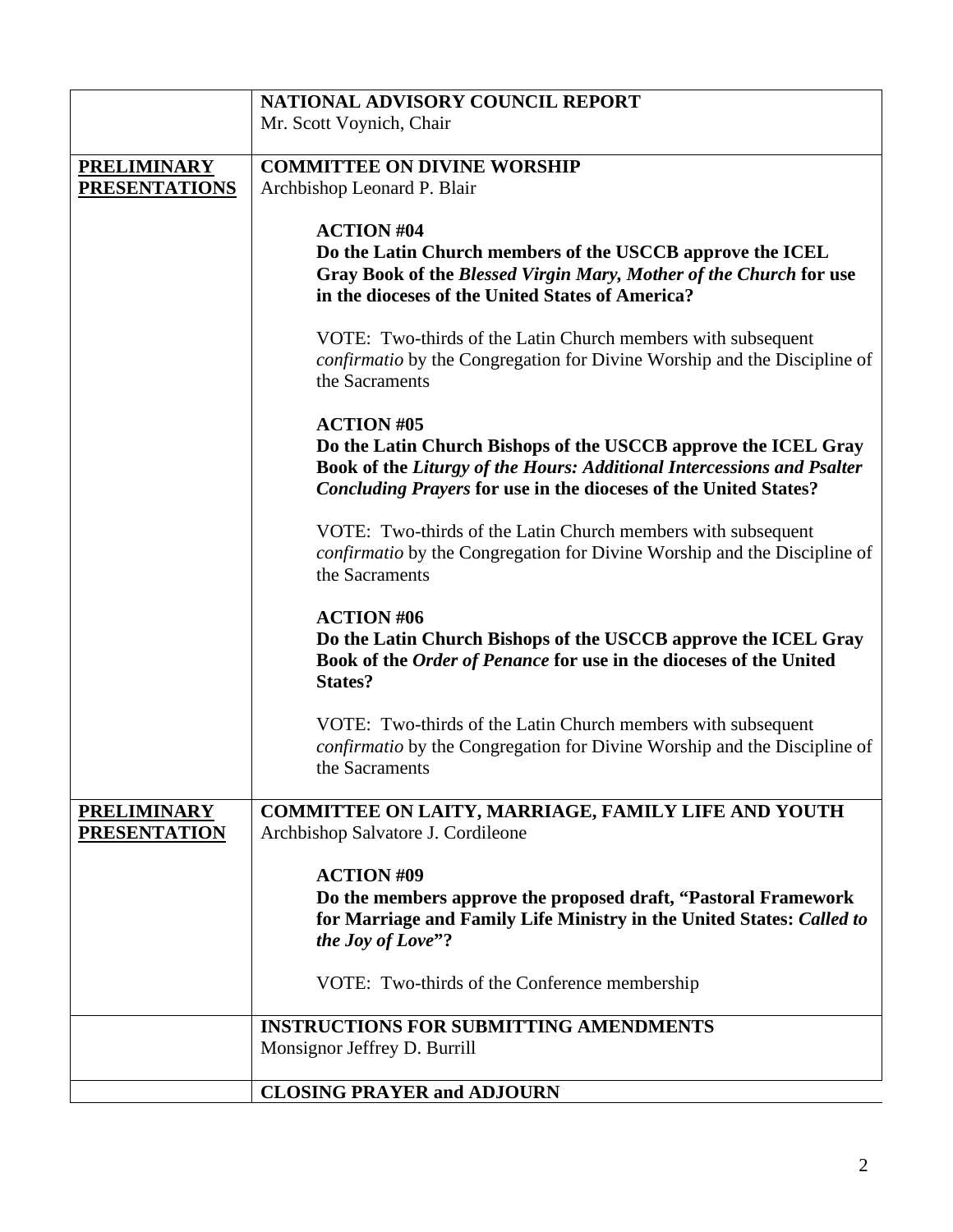| | |
|---|---|
| | **NATIONAL ADVISORY COUNCIL REPORT**<br>Mr. Scott Voynich, Chair |
| **PRELIMINARY PRESENTATIONS** | **COMMITTEE ON DIVINE WORSHIP**<br>Archbishop Leonard P. Blair<br><br>**ACTION #04**<br>**Do the Latin Church members of the USCCB approve the ICEL Gray Book of the *Blessed Virgin Mary, Mother of the Church* for use in the dioceses of the United States of America?**<br><br>VOTE: Two-thirds of the Latin Church members with subsequent *confirmatio* by the Congregation for Divine Worship and the Discipline of the Sacraments<br><br>**ACTION #05**<br>**Do the Latin Church Bishops of the USCCB approve the ICEL Gray Book of the *Liturgy of the Hours: Additional Intercessions and Psalter Concluding Prayers* for use in the dioceses of the United States?**<br><br>VOTE: Two-thirds of the Latin Church members with subsequent *confirmatio* by the Congregation for Divine Worship and the Discipline of the Sacraments<br><br>**ACTION #06**<br>**Do the Latin Church Bishops of the USCCB approve the ICEL Gray Book of the *Order of Penance* for use in the dioceses of the United States?**<br><br>VOTE: Two-thirds of the Latin Church members with subsequent *confirmatio* by the Congregation for Divine Worship and the Discipline of the Sacraments |
| **PRELIMINARY PRESENTATION** | **COMMITTEE ON LAITY, MARRIAGE, FAMILY LIFE AND YOUTH**<br>Archbishop Salvatore J. Cordileone<br><br>**ACTION #09**<br>**Do the members approve the proposed draft, "Pastoral Framework for Marriage and Family Life Ministry in the United States: *Called to the Joy of Love*"?**<br><br>VOTE: Two-thirds of the Conference membership |
| | **INSTRUCTIONS FOR SUBMITTING AMENDMENTS**<br>Monsignor Jeffrey D. Burrill |
| | **CLOSING PRAYER and ADJOURN** |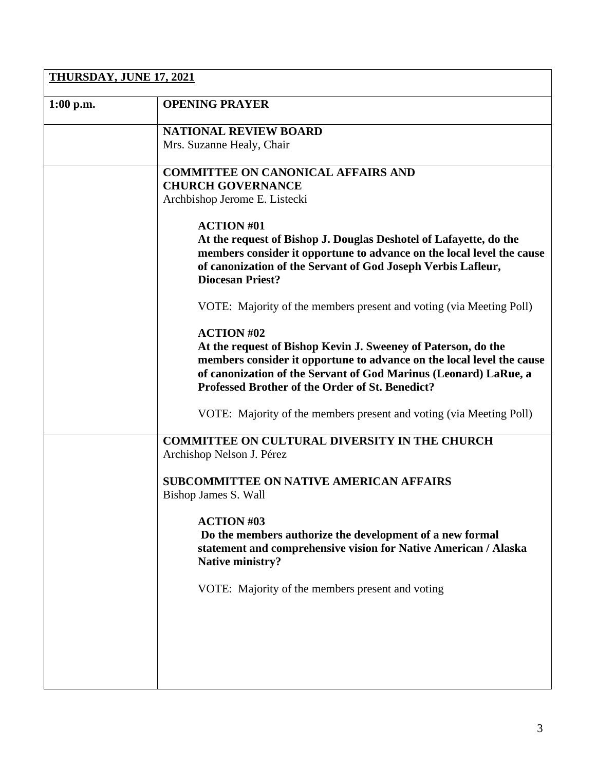| **THURSDAY, JUNE 17, 2021** | |
|---|---|
| **1:00 p.m.** | **OPENING PRAYER** |
| | **NATIONAL REVIEW BOARD**<br>Mrs. Suzanne Healy, Chair |
| | **COMMITTEE ON CANONICAL AFFAIRS AND CHURCH GOVERNANCE**<br>Archbishop Jerome E. Listecki<br><br>**ACTION #01**<br>**At the request of Bishop J. Douglas Deshotel of Lafayette, do the members consider it opportune to advance on the local level the cause of canonization of the Servant of God Joseph Verbis Lafleur, Diocesan Priest?**<br><br>VOTE: Majority of the members present and voting (via Meeting Poll)<br><br>**ACTION #02**<br>**At the request of Bishop Kevin J. Sweeney of Paterson, do the members consider it opportune to advance on the local level the cause of canonization of the Servant of God Marinus (Leonard) LaRue, a Professed Brother of the Order of St. Benedict?**<br><br>VOTE: Majority of the members present and voting (via Meeting Poll) |
| | **COMMITTEE ON CULTURAL DIVERSITY IN THE CHURCH**<br>Archishop Nelson J. Pérez<br><br>**SUBCOMMITTEE ON NATIVE AMERICAN AFFAIRS**<br>Bishop James S. Wall<br><br>**ACTION #03**<br>**Do the members authorize the development of a new formal statement and comprehensive vision for Native American / Alaska Native ministry?**<br><br>VOTE: Majority of the members present and voting |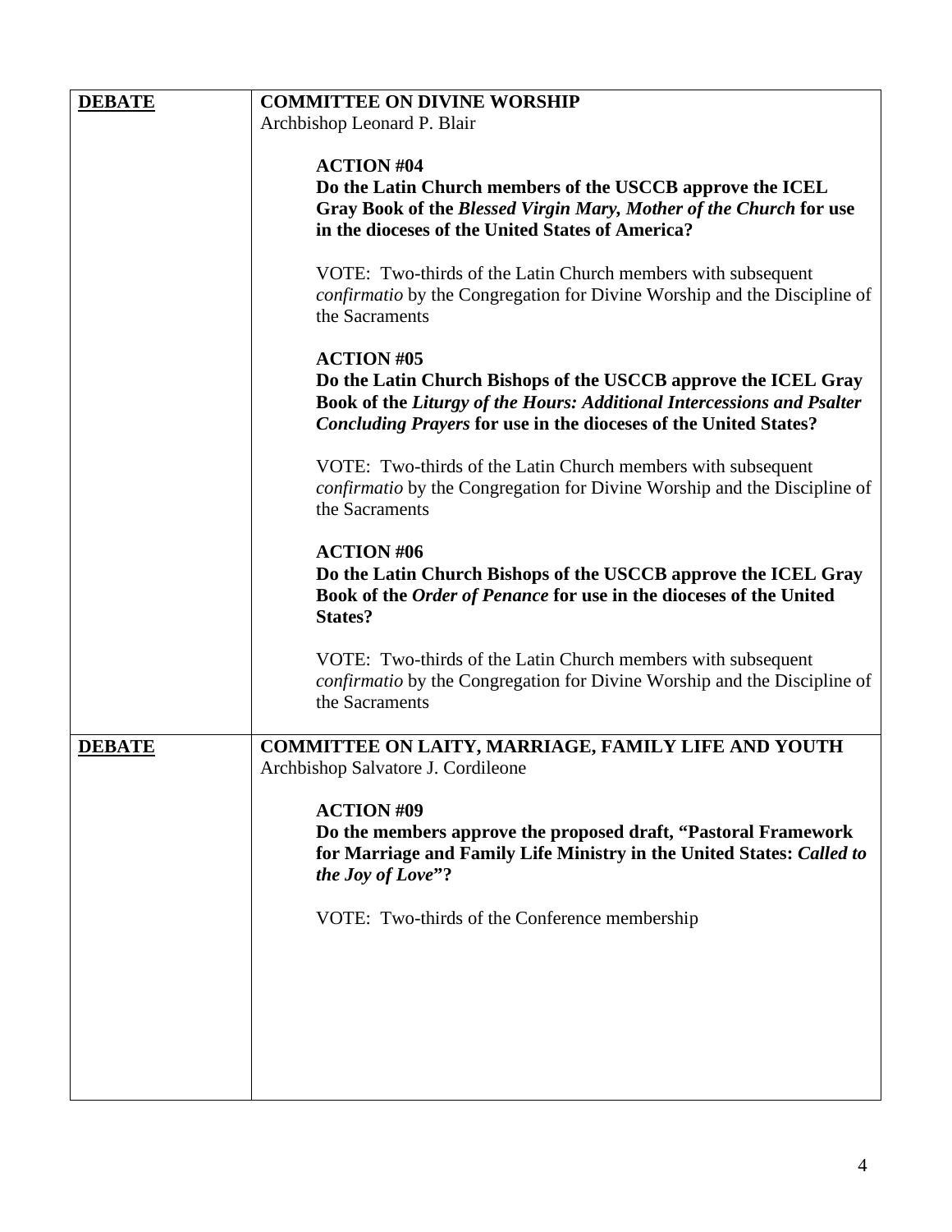| **DEBATE** | **COMMITTEE ON DIVINE WORSHIP**<br>Archbishop Leonard P. Blair<br><br>**ACTION #04**<br>**Do the Latin Church members of the USCCB approve the ICEL Gray Book of the *Blessed Virgin Mary, Mother of the Church* for use in the dioceses of the United States of America?**<br><br>VOTE: Two-thirds of the Latin Church members with subsequent *confirmatio* by the Congregation for Divine Worship and the Discipline of the Sacraments<br><br>**ACTION #05**<br>**Do the Latin Church Bishops of the USCCB approve the ICEL Gray Book of the *Liturgy of the Hours: Additional Intercessions and Psalter Concluding Prayers* for use in the dioceses of the United States?**<br><br>VOTE: Two-thirds of the Latin Church members with subsequent *confirmatio* by the Congregation for Divine Worship and the Discipline of the Sacraments<br><br>**ACTION #06**<br>**Do the Latin Church Bishops of the USCCB approve the ICEL Gray Book of the *Order of Penance* for use in the dioceses of the United States?**<br><br>VOTE: Two-thirds of the Latin Church members with subsequent *confirmatio* by the Congregation for Divine Worship and the Discipline of the Sacraments |
|---|---|
| **DEBATE** | **COMMITTEE ON LAITY, MARRIAGE, FAMILY LIFE AND YOUTH**<br>Archbishop Salvatore J. Cordileone<br><br>**ACTION #09**<br>**Do the members approve the proposed draft, "Pastoral Framework for Marriage and Family Life Ministry in the United States: *Called to the Joy of Love*"?**<br><br>VOTE: Two-thirds of the Conference membership |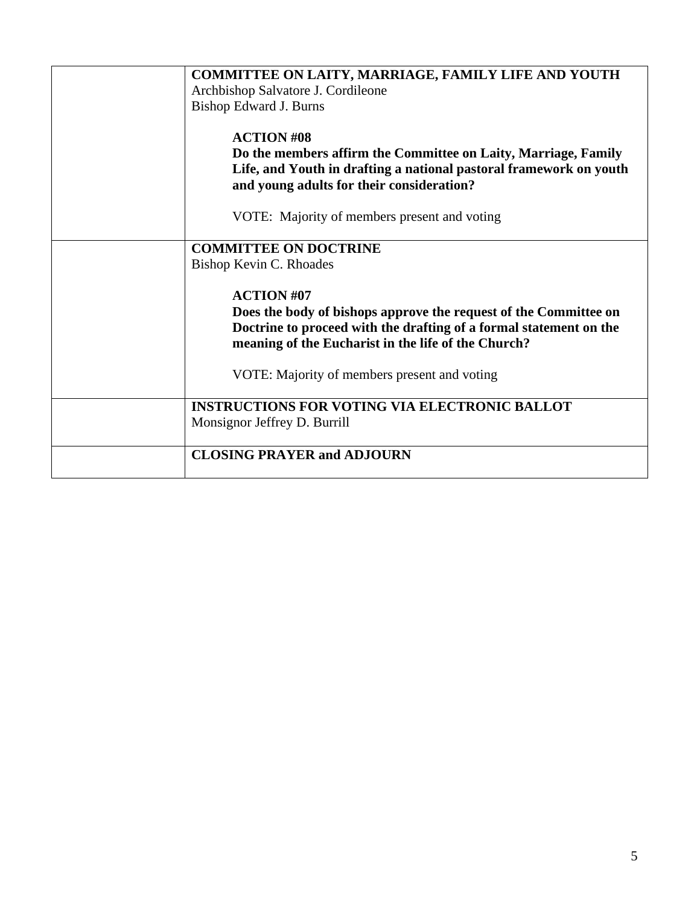| | |
|---|---|
| | **COMMITTEE ON LAITY, MARRIAGE, FAMILY LIFE AND YOUTH**<br>Archbishop Salvatore J. Cordileone<br>Bishop Edward J. Burns<br><br>**ACTION #08**<br>**Do the members affirm the Committee on Laity, Marriage, Family Life, and Youth in drafting a national pastoral framework on youth and young adults for their consideration?**<br><br>VOTE: Majority of members present and voting |
| | **COMMITTEE ON DOCTRINE**<br>Bishop Kevin C. Rhoades<br><br>**ACTION #07**<br>**Does the body of bishops approve the request of the Committee on Doctrine to proceed with the drafting of a formal statement on the meaning of the Eucharist in the life of the Church?**<br><br>VOTE: Majority of members present and voting |
| | **INSTRUCTIONS FOR VOTING VIA ELECTRONIC BALLOT**<br>Monsignor Jeffrey D. Burrill |
| | **CLOSING PRAYER and ADJOURN** |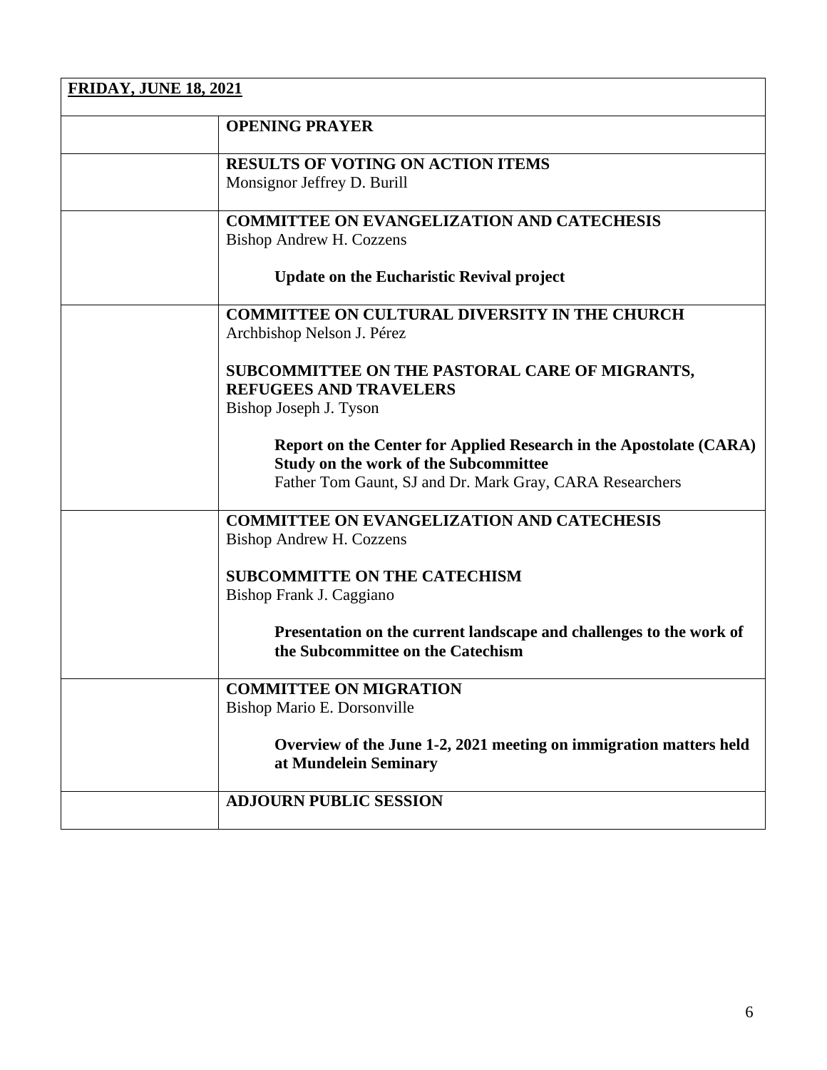| **FRIDAY, JUNE 18, 2021** | |
|---|---|
| | **OPENING PRAYER** |
| | **RESULTS OF VOTING ON ACTION ITEMS**<br>Monsignor Jeffrey D. Burill |
| | **COMMITTEE ON EVANGELIZATION AND CATECHESIS**<br>Bishop Andrew H. Cozzens<br><br>**Update on the Eucharistic Revival project** |
| | **COMMITTEE ON CULTURAL DIVERSITY IN THE CHURCH**<br>Archbishop Nelson J. Pérez<br><br>**SUBCOMMITTEE ON THE PASTORAL CARE OF MIGRANTS, REFUGEES AND TRAVELERS**<br>Bishop Joseph J. Tyson<br><br>**Report on the Center for Applied Research in the Apostolate (CARA) Study on the work of the Subcommittee**<br>Father Tom Gaunt, SJ and Dr. Mark Gray, CARA Researchers |
| | **COMMITTEE ON EVANGELIZATION AND CATECHESIS**<br>Bishop Andrew H. Cozzens<br><br>**SUBCOMMITTE ON THE CATECHISM**<br>Bishop Frank J. Caggiano<br><br>**Presentation on the current landscape and challenges to the work of the Subcommittee on the Catechism** |
| | **COMMITTEE ON MIGRATION**<br>Bishop Mario E. Dorsonville<br><br>**Overview of the June 1-2, 2021 meeting on immigration matters held at Mundelein Seminary** |
| | **ADJOURN PUBLIC SESSION** |